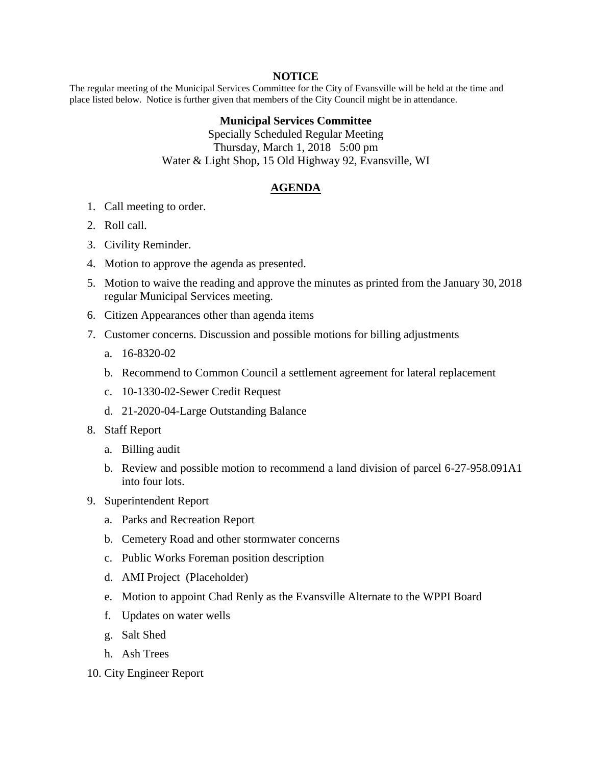**NOTICE**

The regular meeting of the Municipal Services Committee for the City of Evansville will be held at the time and place listed below. Notice is further given that members of the City Council might be in attendance.

**Municipal Services Committee**

Specially Scheduled Regular Meeting

Thursday, March 1, 2018 5:00 pm

Water & Light Shop, 15 Old Highway 92, Evansville, WI

## AGENDA

1. Call meeting to order.
2. Roll call.
3. Civility Reminder.
4. Motion to approve the agenda as presented.
5. Motion to waive the reading and approve the minutes as printed from the January 30, 2018 regular Municipal Services meeting.
6. Citizen Appearances other than agenda items
7. Customer concerns. Discussion and possible motions for billing adjustments
   a. 16-8320-02
   b. Recommend to Common Council a settlement agreement for lateral replacement
   c. 10-1330-02-Sewer Credit Request
   d. 21-2020-04-Large Outstanding Balance
8. Staff Report
   a. Billing audit
   b. Review and possible motion to recommend a land division of parcel 6-27-958.091A1 into four lots.
9. Superintendent Report
   a. Parks and Recreation Report
   b. Cemetery Road and other stormwater concerns
   c. Public Works Foreman position description
   d. AMI Project (Placeholder)
   e. Motion to appoint Chad Renly as the Evansville Alternate to the WPPI Board
   f. Updates on water wells
   g. Salt Shed
   h. Ash Trees
10. City Engineer Report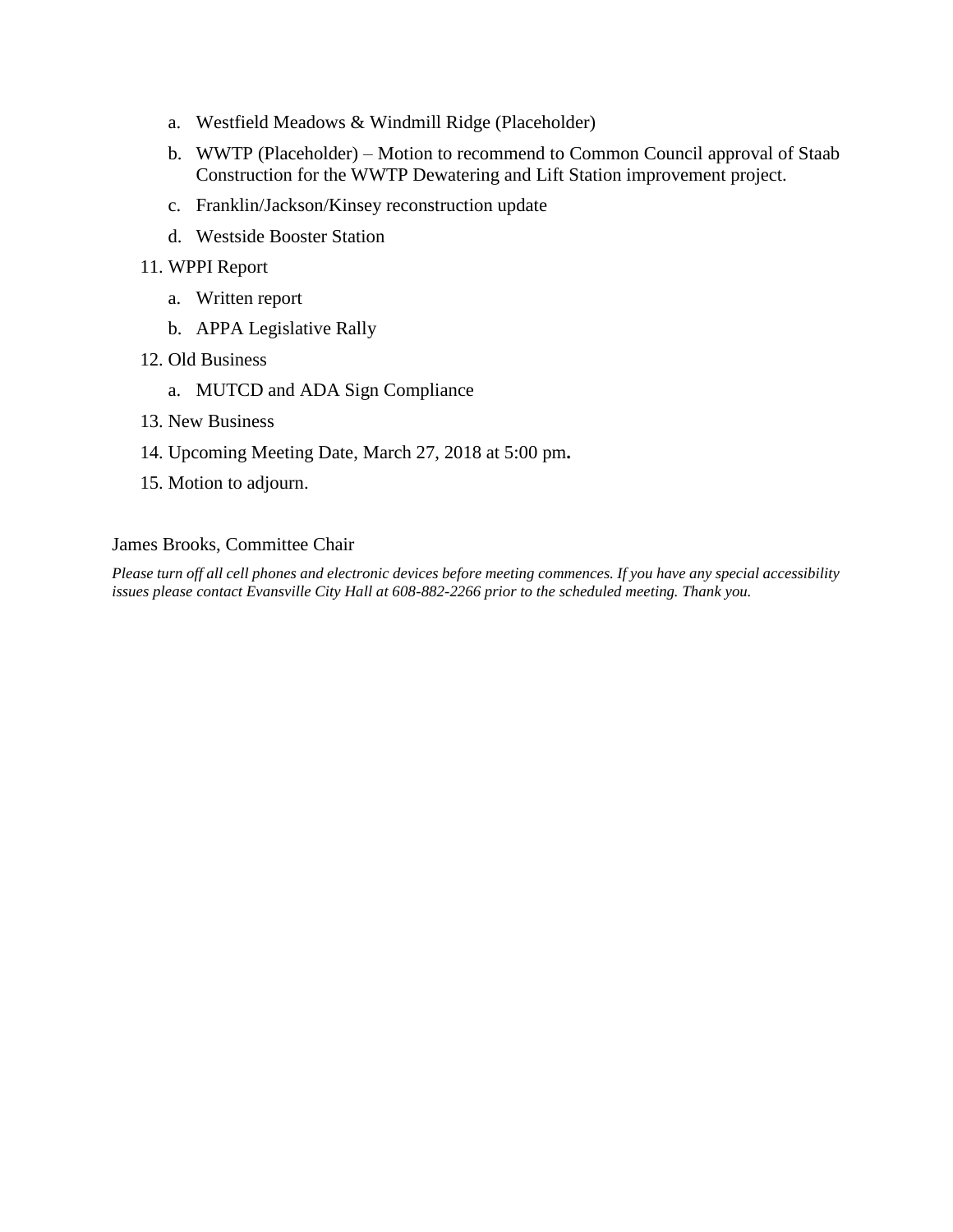a. Westfield Meadows & Windmill Ridge (Placeholder)

b. WWTP (Placeholder) – Motion to recommend to Common Council approval of Staab Construction for the WWTP Dewatering and Lift Station improvement project.

c. Franklin/Jackson/Kinsey reconstruction update

d. Westside Booster Station

11. WPPI Report
    a. Written report
    b. APPA Legislative Rally
12. Old Business
    a. MUTCD and ADA Sign Compliance
13. New Business
14. Upcoming Meeting Date, March 27, 2018 at 5:00 pm**.**
15. Motion to adjourn.

James Brooks, Committee Chair

*Please turn off all cell phones and electronic devices before meeting commences. If you have any special accessibility issues please contact Evansville City Hall at 608-882-2266 prior to the scheduled meeting. Thank you.*